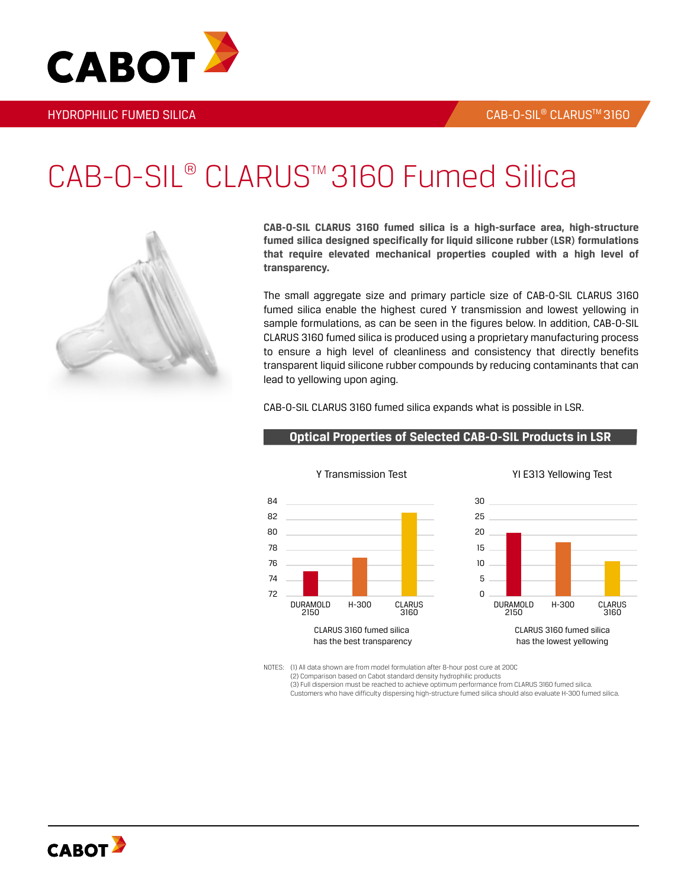HYDROPHILIC FUMED SILICA

CAB-O-SIL® CLARUS™ 3160

# CAB-O-SIL® CLARUS™ 3160 Fumed Silica

**CAB-O-SIL CLARUS 3160 fumed silica is a high-surface area, high-structure fumed silica designed specifically for liquid silicone rubber (LSR) formulations that require elevated mechanical properties coupled with a high level of transparency.**

The small aggregate size and primary particle size of CAB-O-SIL CLARUS 3160 fumed silica enable the highest cured Y transmission and lowest yellowing in sample formulations, as can be seen in the figures below. In addition, CAB-O-SIL CLARUS 3160 fumed silica is produced using a proprietary manufacturing process to ensure a high level of cleanliness and consistency that directly benefits transparent liquid silicone rubber compounds by reducing contaminants that can lead to yellowing upon aging.

CAB-O-SIL CLARUS 3160 fumed silica expands what is possible in LSR.

## Optical Properties of Selected CAB-O-SIL Products in LSR

**Y Transmission Test**

| Product | Y Transmission (approx.) |
|---|---|
| DURAMOLD 2150 | 75 |
| H-300 | 77 |
| CLARUS 3160 | 83 |

CLARUS 3160 fumed silica has the best transparency

**YI E313 Yellowing Test**

| Product | YI E313 (approx.) |
|---|---|
| DURAMOLD 2150 | 20 |
| H-300 | 17 |
| CLARUS 3160 | 11 |

CLARUS 3160 fumed silica has the lowest yellowing

NOTES: (1) All data shown are from model formulation after 8-hour post cure at 200C
(2) Comparison based on Cabot standard density hydrophilic products
(3) Full dispersion must be reached to achieve optimum performance from CLARUS 3160 fumed silica. Customers who have difficulty dispersing high-structure fumed silica should also evaluate H-300 fumed silica.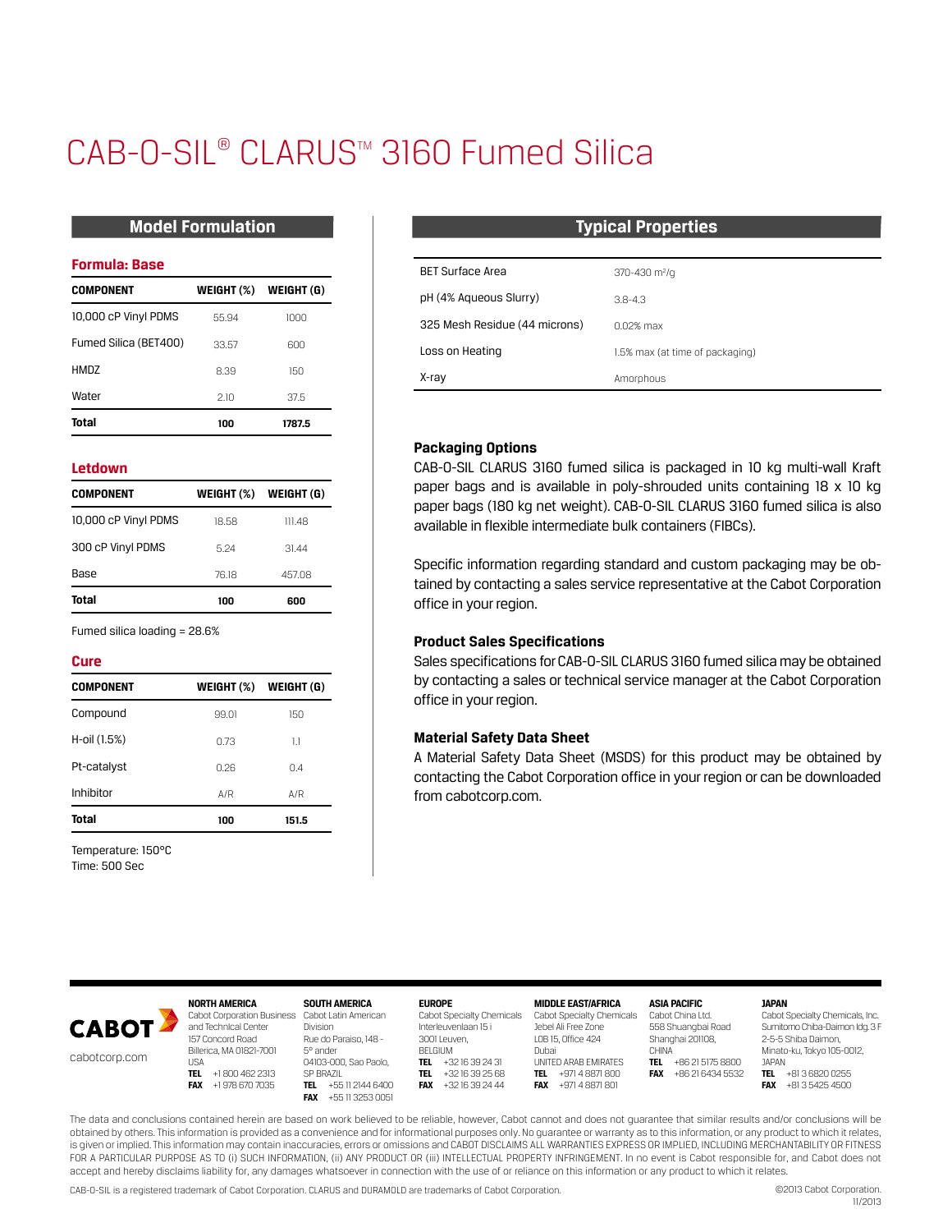# CAB-O-SIL® CLARUS™ 3160 Fumed Silica

## Model Formulation

### Formula: Base

| COMPONENT | WEIGHT (%) | WEIGHT (G) |
|---|---|---|
| 10,000 cP Vinyl PDMS | 55.94 | 1000 |
| Fumed Silica (BET400) | 33.57 | 600 |
| HMDZ | 8.39 | 150 |
| Water | 2.10 | 37.5 |
| **Total** | **100** | **1787.5** |

### Letdown

| COMPONENT | WEIGHT (%) | WEIGHT (G) |
|---|---|---|
| 10,000 cP Vinyl PDMS | 18.58 | 111.48 |
| 300 cP Vinyl PDMS | 5.24 | 31.44 |
| Base | 76.18 | 457.08 |
| **Total** | **100** | **600** |

Fumed silica loading = 28.6%

### Cure

| COMPONENT | WEIGHT (%) | WEIGHT (G) |
|---|---|---|
| Compound | 99.01 | 150 |
| H-oil (1.5%) | 0.73 | 1.1 |
| Pt-catalyst | 0.26 | 0.4 |
| Inhibitor | A/R | A/R |
| **Total** | **100** | **151.5** |

Temperature: 150°C
Time: 500 Sec

## Typical Properties

| | |
|---|---|
| BET Surface Area | 370-430 m²/g |
| pH (4% Aqueous Slurry) | 3.8-4.3 |
| 325 Mesh Residue (44 microns) | 0.02% max |
| Loss on Heating | 1.5% max (at time of packaging) |
| X-ray | Amorphous |

### Packaging Options

CAB-O-SIL CLARUS 3160 fumed silica is packaged in 10 kg multi-wall Kraft paper bags and is available in poly-shrouded units containing 18 x 10 kg paper bags (180 kg net weight). CAB-O-SIL CLARUS 3160 fumed silica is also available in flexible intermediate bulk containers (FIBCs).

Specific information regarding standard and custom packaging may be obtained by contacting a sales service representative at the Cabot Corporation office in your region.

### Product Sales Specifications

Sales specifications for CAB-O-SIL CLARUS 3160 fumed silica may be obtained by contacting a sales or technical service manager at the Cabot Corporation office in your region.

### Material Safety Data Sheet

A Material Safety Data Sheet (MSDS) for this product may be obtained by contacting the Cabot Corporation office in your region or can be downloaded from cabotcorp.com.

---

CABOT
cabotcorp.com

**NORTH AMERICA**
Cabot Corporation Business and Technical Center
157 Concord Road
Billerica, MA 01821-7001
USA
**TEL** +1 800 462 2313
**FAX** +1 978 670 7035

**SOUTH AMERICA**
Cabot Latin American Division
Rue do Paraiso, 148 - 5° ander
04103-000, Sao Paolo, SP BRAZIL
**TEL** +55 11 2144 6400
**FAX** +55 11 3253 0051

**EUROPE**
Cabot Specialty Chemicals
Interleuvenlaan 15 i
3001 Leuven,
BELGIUM
**TEL** +32 16 39 24 31
**TEL** +32 16 39 25 68
**FAX** +32 16 39 24 44

**MIDDLE EAST/AFRICA**
Cabot Specialty Chemicals
Jebel Ali Free Zone
LOB 15, Office 424
Dubai
UNITED ARAB EMIRATES
**TEL** +971 4 8871 800
**FAX** +971 4 8871 801

**ASIA PACIFIC**
Cabot China Ltd.
558 Shuangbai Road
Shanghai 201108,
CHINA
**TEL** +86 21 5175 8800
**FAX** +86 21 6434 5532

**JAPAN**
Cabot Specialty Chemicals, Inc.
Sumitomo Chiba-Daimon ldg. 3 F
2-5-5 Shiba Daimon,
Minato-ku, Tokyo 105-0012,
JAPAN
**TEL** +81 3 6820 0255
**FAX** +81 3 5425 4500

The data and conclusions contained herein are based on work believed to be reliable, however, Cabot cannot and does not guarantee that similar results and/or conclusions will be obtained by others. This information is provided as a convenience and for informational purposes only. No guarantee or warranty as to this information, or any product to which it relates, is given or implied. This information may contain inaccuracies, errors or omissions and CABOT DISCLAIMS ALL WARRANTIES EXPRESS OR IMPLIED, INCLUDING MERCHANTABILITY OR FITNESS FOR A PARTICULAR PURPOSE AS TO (i) SUCH INFORMATION, (ii) ANY PRODUCT OR (iii) INTELLECTUAL PROPERTY INFRINGEMENT. In no event is Cabot responsible for, and Cabot does not accept and hereby disclaims liability for, any damages whatsoever in connection with the use of or reliance on this information or any product to which it relates.

CAB-O-SIL is a registered trademark of Cabot Corporation. CLARUS and DURAMOLD are trademarks of Cabot Corporation.

©2013 Cabot Corporation.
11/2013